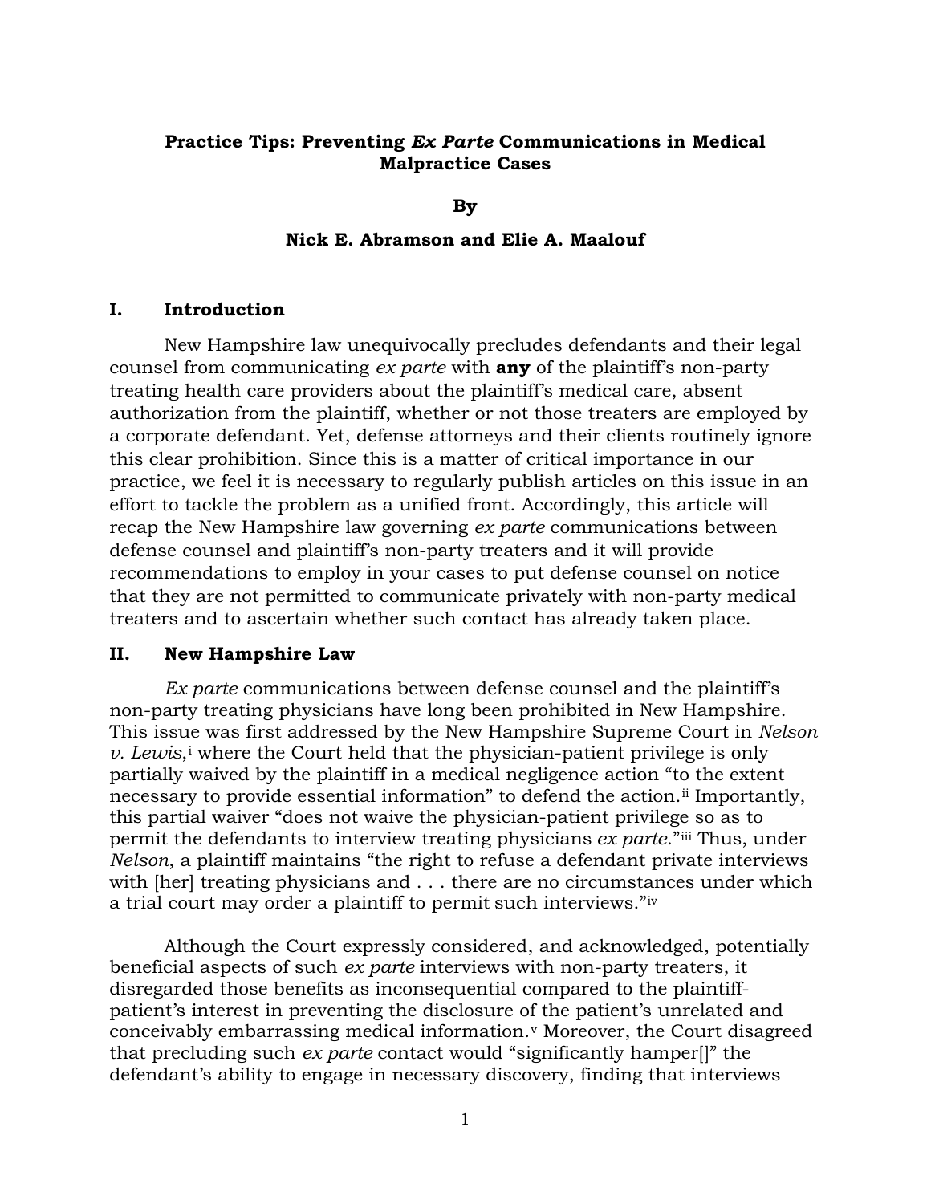**Practice Tips: Preventing *Ex Parte* Communications in Medical Malpractice Cases**

**By**

**Nick E. Abramson and Elie A. Maalouf**

## I. Introduction

New Hampshire law unequivocally precludes defendants and their legal counsel from communicating *ex parte* with **any** of the plaintiff's non-party treating health care providers about the plaintiff's medical care, absent authorization from the plaintiff, whether or not those treaters are employed by a corporate defendant. Yet, defense attorneys and their clients routinely ignore this clear prohibition. Since this is a matter of critical importance in our practice, we feel it is necessary to regularly publish articles on this issue in an effort to tackle the problem as a unified front. Accordingly, this article will recap the New Hampshire law governing *ex parte* communications between defense counsel and plaintiff's non-party treaters and it will provide recommendations to employ in your cases to put defense counsel on notice that they are not permitted to communicate privately with non-party medical treaters and to ascertain whether such contact has already taken place.

## II. New Hampshire Law

*Ex parte* communications between defense counsel and the plaintiff's non-party treating physicians have long been prohibited in New Hampshire. This issue was first addressed by the New Hampshire Supreme Court in *Nelson v. Lewis*,[i] where the Court held that the physician-patient privilege is only partially waived by the plaintiff in a medical negligence action "to the extent necessary to provide essential information" to defend the action.[ii] Importantly, this partial waiver "does not waive the physician-patient privilege so as to permit the defendants to interview treating physicians *ex parte*."[iii] Thus, under *Nelson*, a plaintiff maintains "the right to refuse a defendant private interviews with [her] treating physicians and . . . there are no circumstances under which a trial court may order a plaintiff to permit such interviews."[iv]

Although the Court expressly considered, and acknowledged, potentially beneficial aspects of such *ex parte* interviews with non-party treaters, it disregarded those benefits as inconsequential compared to the plaintiff-patient's interest in preventing the disclosure of the patient's unrelated and conceivably embarrassing medical information.[v] Moreover, the Court disagreed that precluding such *ex parte* contact would "significantly hamper[]" the defendant's ability to engage in necessary discovery, finding that interviews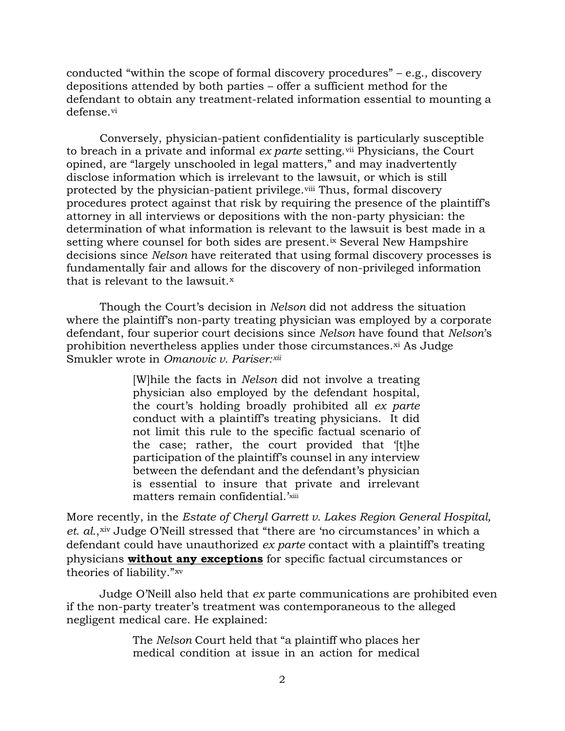conducted "within the scope of formal discovery procedures" – e.g., discovery depositions attended by both parties – offer a sufficient method for the defendant to obtain any treatment-related information essential to mounting a defense.[vi]

Conversely, physician-patient confidentiality is particularly susceptible to breach in a private and informal *ex parte* setting.[vii] Physicians, the Court opined, are "largely unschooled in legal matters," and may inadvertently disclose information which is irrelevant to the lawsuit, or which is still protected by the physician-patient privilege.[viii] Thus, formal discovery procedures protect against that risk by requiring the presence of the plaintiff's attorney in all interviews or depositions with the non-party physician: the determination of what information is relevant to the lawsuit is best made in a setting where counsel for both sides are present.[ix] Several New Hampshire decisions since *Nelson* have reiterated that using formal discovery processes is fundamentally fair and allows for the discovery of non-privileged information that is relevant to the lawsuit.[x]

Though the Court's decision in *Nelson* did not address the situation where the plaintiff's non-party treating physician was employed by a corporate defendant, four superior court decisions since *Nelson* have found that *Nelson*'s prohibition nevertheless applies under those circumstances.[xi] As Judge Smukler wrote in *Omanovic v. Pariser:*[xii]

> [W]hile the facts in *Nelson* did not involve a treating physician also employed by the defendant hospital, the court's holding broadly prohibited all *ex parte* conduct with a plaintiff's treating physicians. It did not limit this rule to the specific factual scenario of the case; rather, the court provided that '[t]he participation of the plaintiff's counsel in any interview between the defendant and the defendant's physician is essential to insure that private and irrelevant matters remain confidential.'[xiii]

More recently, in the *Estate of Cheryl Garrett v. Lakes Region General Hospital, et. al.*,[xiv] Judge O'Neill stressed that "there are 'no circumstances' in which a defendant could have unauthorized *ex parte* contact with a plaintiff's treating physicians ***without any exceptions*** for specific factual circumstances or theories of liability."[xv]

Judge O'Neill also held that *ex* parte communications are prohibited even if the non-party treater's treatment was contemporaneous to the alleged negligent medical care. He explained:

> The *Nelson* Court held that "a plaintiff who places her medical condition at issue in an action for medical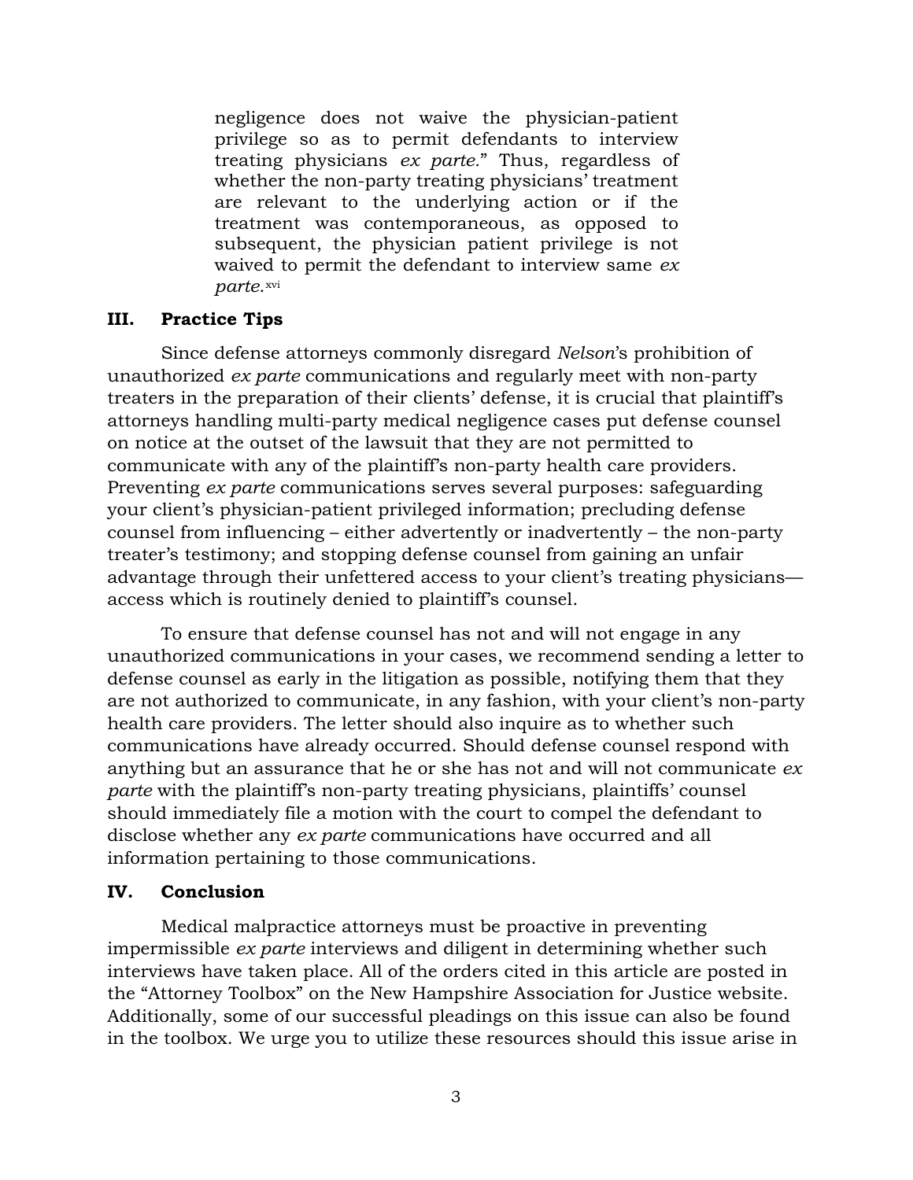> negligence does not waive the physician-patient privilege so as to permit defendants to interview treating physicians *ex parte*." Thus, regardless of whether the non-party treating physicians' treatment are relevant to the underlying action or if the treatment was contemporaneous, as opposed to subsequent, the physician patient privilege is not waived to permit the defendant to interview same *ex parte*.[xvi]

## III. Practice Tips

Since defense attorneys commonly disregard *Nelson*'s prohibition of unauthorized *ex parte* communications and regularly meet with non-party treaters in the preparation of their clients' defense, it is crucial that plaintiff's attorneys handling multi-party medical negligence cases put defense counsel on notice at the outset of the lawsuit that they are not permitted to communicate with any of the plaintiff's non-party health care providers. Preventing *ex parte* communications serves several purposes: safeguarding your client's physician-patient privileged information; precluding defense counsel from influencing – either advertently or inadvertently – the non-party treater's testimony; and stopping defense counsel from gaining an unfair advantage through their unfettered access to your client's treating physicians—access which is routinely denied to plaintiff's counsel.

To ensure that defense counsel has not and will not engage in any unauthorized communications in your cases, we recommend sending a letter to defense counsel as early in the litigation as possible, notifying them that they are not authorized to communicate, in any fashion, with your client's non-party health care providers. The letter should also inquire as to whether such communications have already occurred. Should defense counsel respond with anything but an assurance that he or she has not and will not communicate *ex parte* with the plaintiff's non-party treating physicians, plaintiffs' counsel should immediately file a motion with the court to compel the defendant to disclose whether any *ex parte* communications have occurred and all information pertaining to those communications.

## IV. Conclusion

Medical malpractice attorneys must be proactive in preventing impermissible *ex parte* interviews and diligent in determining whether such interviews have taken place. All of the orders cited in this article are posted in the "Attorney Toolbox" on the New Hampshire Association for Justice website. Additionally, some of our successful pleadings on this issue can also be found in the toolbox. We urge you to utilize these resources should this issue arise in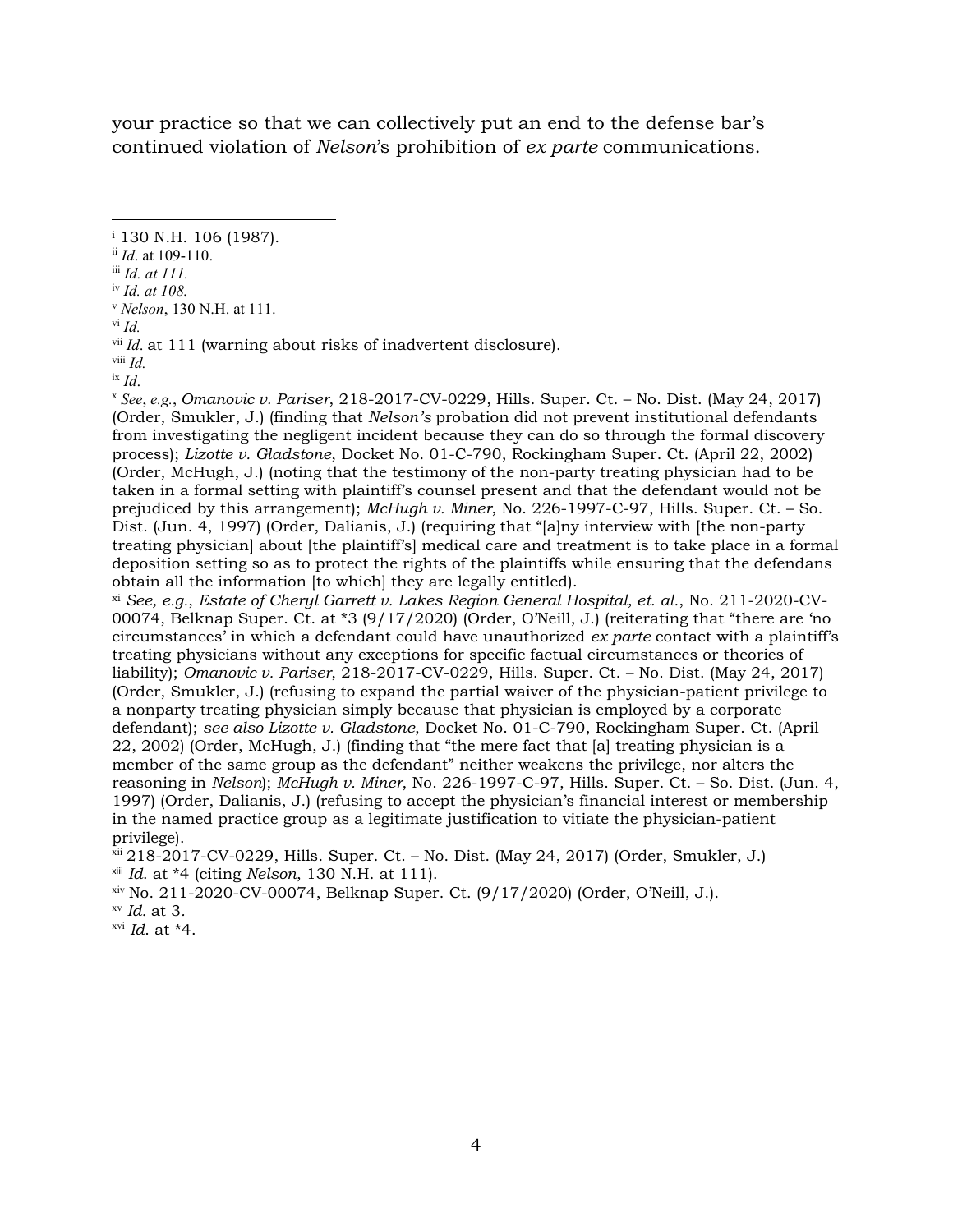your practice so that we can collectively put an end to the defense bar's continued violation of *Nelson*'s prohibition of *ex parte* communications.

---

[i] 130 N.H. 106 (1987).

[ii] *Id*. at 109-110.

[iii] *Id. at 111.*

[iv] *Id. at 108.*

[v] *Nelson*, 130 N.H. at 111.

[vi] *Id.*

[vii] *Id*. at 111 (warning about risks of inadvertent disclosure).

[viii] *Id.*

[ix] *Id*.

[x] *See*, *e.g.*, *Omanovic v. Pariser*, 218-2017-CV-0229, Hills. Super. Ct. – No. Dist. (May 24, 2017) (Order, Smukler, J.) (finding that *Nelson's* probation did not prevent institutional defendants from investigating the negligent incident because they can do so through the formal discovery process); *Lizotte v. Gladstone*, Docket No. 01-C-790, Rockingham Super. Ct. (April 22, 2002) (Order, McHugh, J.) (noting that the testimony of the non-party treating physician had to be taken in a formal setting with plaintiff's counsel present and that the defendant would not be prejudiced by this arrangement); *McHugh v. Miner*, No. 226-1997-C-97, Hills. Super. Ct. – So. Dist. (Jun. 4, 1997) (Order, Dalianis, J.) (requiring that "[a]ny interview with [the non-party treating physician] about [the plaintiff's] medical care and treatment is to take place in a formal deposition setting so as to protect the rights of the plaintiffs while ensuring that the defendans obtain all the information [to which] they are legally entitled).

[xi] *See, e.g.*, *Estate of Cheryl Garrett v. Lakes Region General Hospital, et. al.*, No. 211-2020-CV-00074, Belknap Super. Ct. at *3 (9/17/2020) (Order, O'Neill, J.) (reiterating that "there are 'no circumstances' in which a defendant could have unauthorized *ex parte* contact with a plaintiff's treating physicians without any exceptions for specific factual circumstances or theories of liability); *Omanovic v. Pariser*, 218-2017-CV-0229, Hills. Super. Ct. – No. Dist. (May 24, 2017) (Order, Smukler, J.) (refusing to expand the partial waiver of the physician-patient privilege to a nonparty treating physician simply because that physician is employed by a corporate defendant); *see also Lizotte v. Gladstone*, Docket No. 01-C-790, Rockingham Super. Ct. (April 22, 2002) (Order, McHugh, J.) (finding that "the mere fact that [a] treating physician is a member of the same group as the defendant" neither weakens the privilege, nor alters the reasoning in *Nelson*); *McHugh v. Miner*, No. 226-1997-C-97, Hills. Super. Ct. – So. Dist. (Jun. 4, 1997) (Order, Dalianis, J.) (refusing to accept the physician's financial interest or membership in the named practice group as a legitimate justification to vitiate the physician-patient privilege).

[xii] 218-2017-CV-0229, Hills. Super. Ct. – No. Dist. (May 24, 2017) (Order, Smukler, J.)

[xiii] *Id*. at *4 (citing *Nelson*, 130 N.H. at 111).

[xiv] No. 211-2020-CV-00074, Belknap Super. Ct. (9/17/2020) (Order, O'Neill, J.).

[xv] *Id.* at 3.

[xvi] *Id*. at *4.